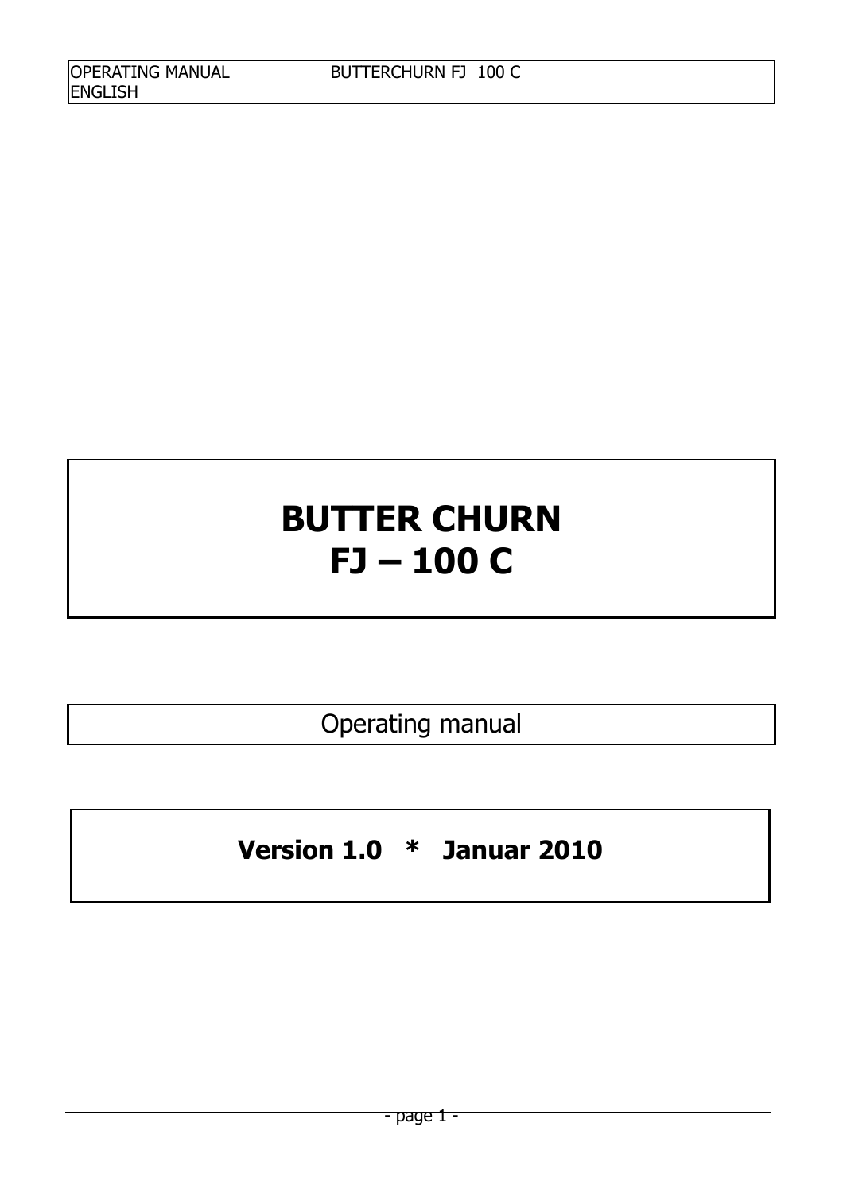# BUTTER CHURN
# FJ – 100 C

Operating manual

**Version 1.0 * Januar 2010**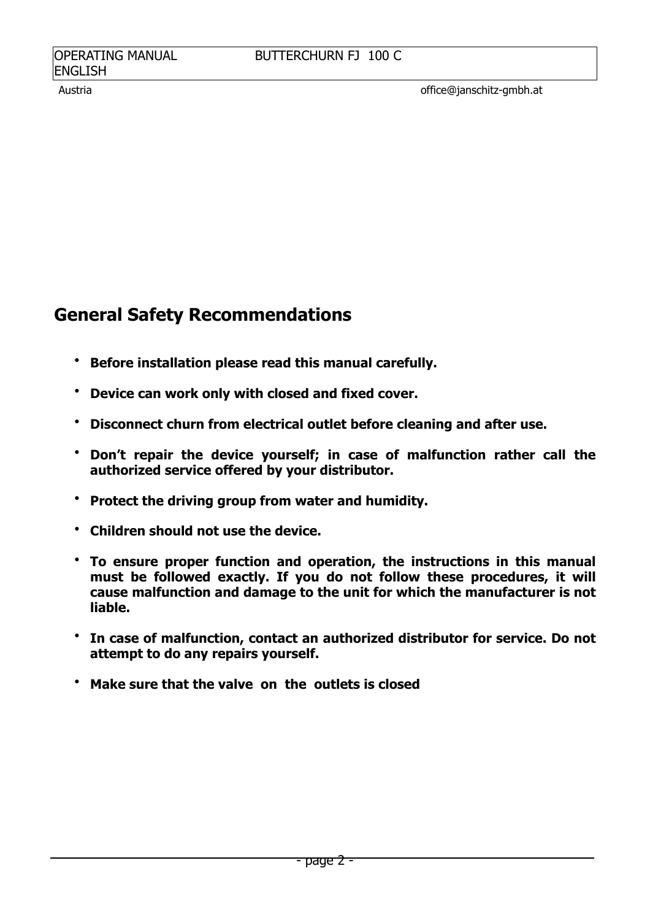## General Safety Recommendations

- **Before installation please read this manual carefully.**
- **Device can work only with closed and fixed cover.**
- **Disconnect churn from electrical outlet before cleaning and after use.**
- **Don't repair the device yourself; in case of malfunction rather call the authorized service offered by your distributor.**
- **Protect the driving group from water and humidity.**
- **Children should not use the device.**
- **To ensure proper function and operation, the instructions in this manual must be followed exactly. If you do not follow these procedures, it will cause malfunction and damage to the unit for which the manufacturer is not liable.**
- **In case of malfunction, contact an authorized distributor for service. Do not attempt to do any repairs yourself.**
- **Make sure that the valve on the outlets is closed**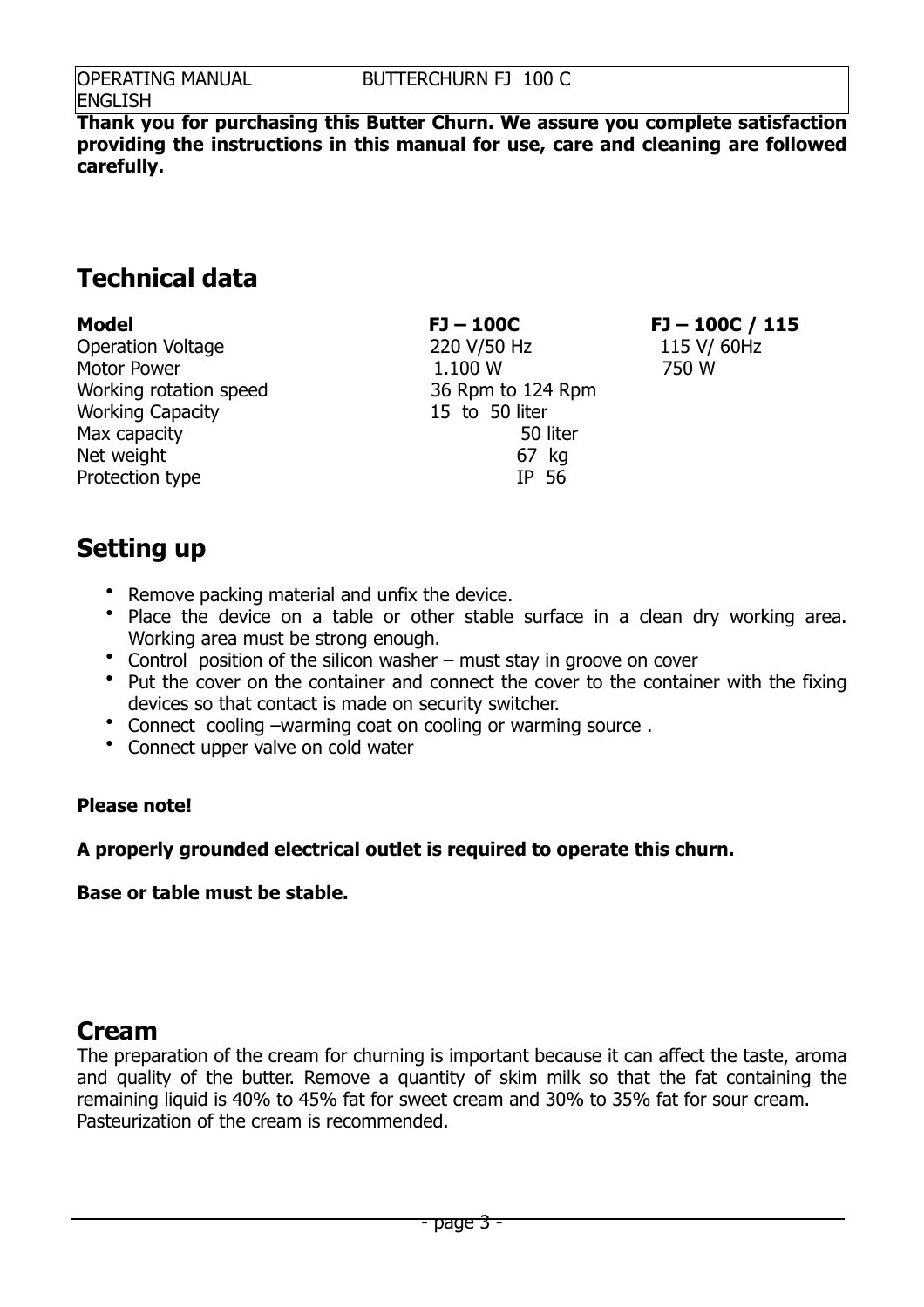| OPERATING MANUAL ENGLISH | BUTTERCHURN FJ 100 C |
| --- | --- |

**Thank you for purchasing this Butter Churn. We assure you complete satisfaction providing the instructions in this manual for use, care and cleaning are followed carefully.**

## Technical data

| **Model** | **FJ – 100C** | **FJ – 100C / 115** |
| --- | --- | --- |
| Operation Voltage | 220 V/50 Hz | 115 V/ 60Hz |
| Motor Power | 1.100 W | 750 W |
| Working rotation speed | 36 Rpm to 124 Rpm | |
| Working Capacity | 15 to 50 liter | |
| Max capacity | 50 liter | |
| Net weight | 67 kg | |
| Protection type | IP 56 | |

## Setting up

- Remove packing material and unfix the device.
- Place the device on a table or other stable surface in a clean dry working area. Working area must be strong enough.
- Control position of the silicon washer – must stay in groove on cover
- Put the cover on the container and connect the cover to the container with the fixing devices so that contact is made on security switcher.
- Connect cooling –warming coat on cooling or warming source .
- Connect upper valve on cold water

**Please note!**

**A properly grounded electrical outlet is required to operate this churn.**

**Base or table must be stable.**

## Cream

The preparation of the cream for churning is important because it can affect the taste, aroma and quality of the butter. Remove a quantity of skim milk so that the fat containing the remaining liquid is 40% to 45% fat for sweet cream and 30% to 35% fat for sour cream.
Pasteurization of the cream is recommended.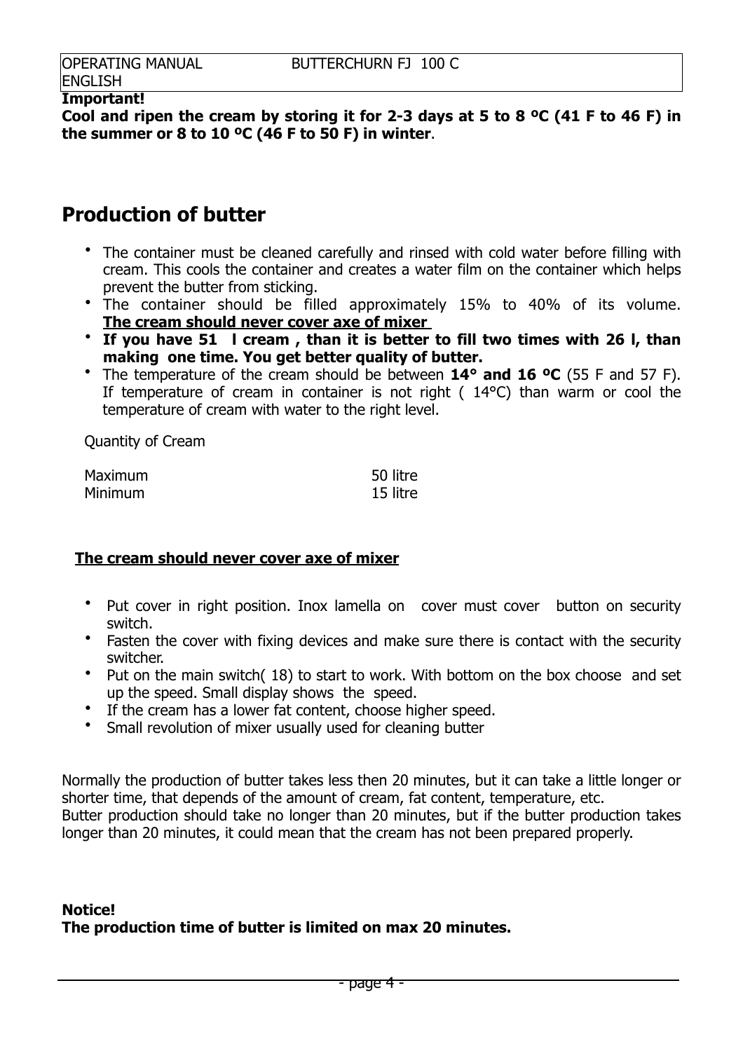**Important!**
**Cool and ripen the cream by storing it for 2-3 days at 5 to 8 ºC (41 F to 46 F) in the summer or 8 to 10 ºC (46 F to 50 F) in winter**.

## Production of butter

- The container must be cleaned carefully and rinsed with cold water before filling with cream. This cools the container and creates a water film on the container which helps prevent the butter from sticking.
- The container should be filled approximately 15% to 40% of its volume. **<u>The cream should never cover axe of mixer</u>**
- **If you have 51 l cream , than it is better to fill two times with 26 l, than making one time. You get better quality of butter.**
- The temperature of the cream should be between **14° and 16 ºC** (55 F and 57 F). If temperature of cream in container is not right ( 14°C) than warm or cool the temperature of cream with water to the right level.

Quantity of Cream

| | |
|---|---|
| Maximum | 50 litre |
| Minimum | 15 litre |

**<u>The cream should never cover axe of mixer</u>**

- Put cover in right position. Inox lamella on cover must cover button on security switch.
- Fasten the cover with fixing devices and make sure there is contact with the security switcher.
- Put on the main switch( 18) to start to work. With bottom on the box choose and set up the speed. Small display shows the speed.
- If the cream has a lower fat content, choose higher speed.
- Small revolution of mixer usually used for cleaning butter

Normally the production of butter takes less then 20 minutes, but it can take a little longer or shorter time, that depends of the amount of cream, fat content, temperature, etc.
Butter production should take no longer than 20 minutes, but if the butter production takes longer than 20 minutes, it could mean that the cream has not been prepared properly.

**Notice!**
**The production time of butter is limited on max 20 minutes.**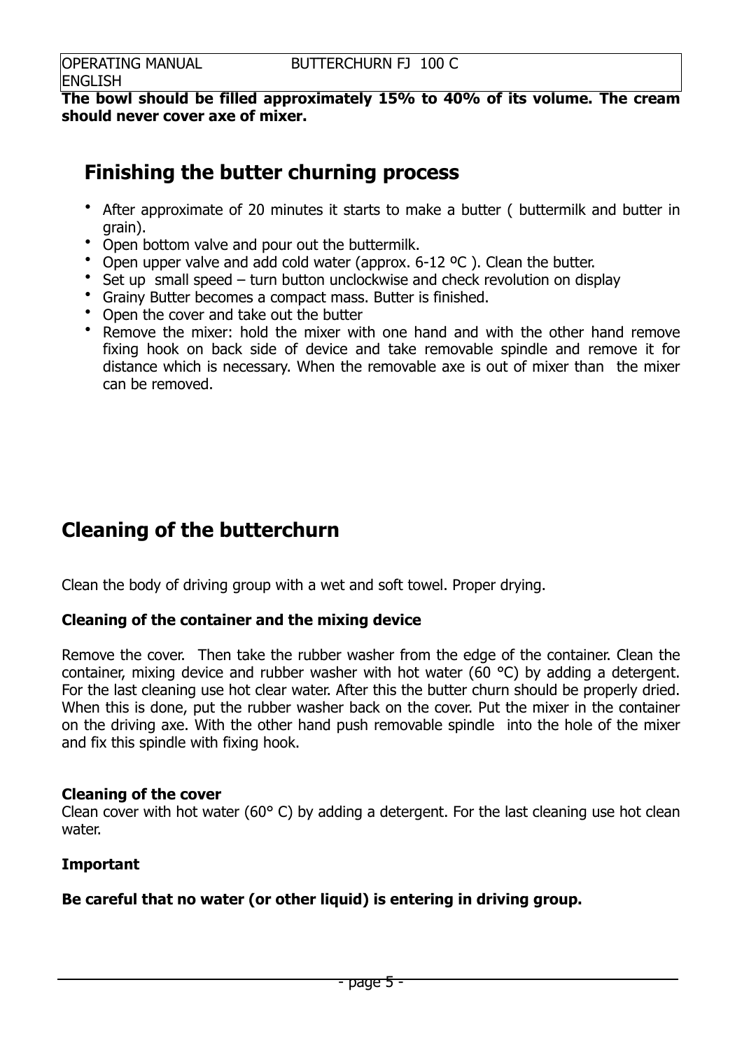**The bowl should be filled approximately 15% to 40% of its volume. The cream should never cover axe of mixer.**

## Finishing the butter churning process

- After approximate of 20 minutes it starts to make a butter ( buttermilk and butter in grain).
- Open bottom valve and pour out the buttermilk.
- Open upper valve and add cold water (approx. 6-12 ºC ). Clean the butter.
- Set up small speed – turn button unclockwise and check revolution on display
- Grainy Butter becomes a compact mass. Butter is finished.
- Open the cover and take out the butter
- Remove the mixer: hold the mixer with one hand and with the other hand remove fixing hook on back side of device and take removable spindle and remove it for distance which is necessary. When the removable axe is out of mixer than the mixer can be removed.

## Cleaning of the butterchurn

Clean the body of driving group with a wet and soft towel. Proper drying.

**Cleaning of the container and the mixing device**

Remove the cover. Then take the rubber washer from the edge of the container. Clean the container, mixing device and rubber washer with hot water (60 °C) by adding a detergent. For the last cleaning use hot clear water. After this the butter churn should be properly dried. When this is done, put the rubber washer back on the cover. Put the mixer in the container on the driving axe. With the other hand push removable spindle into the hole of the mixer and fix this spindle with fixing hook.

**Cleaning of the cover**

Clean cover with hot water (60° C) by adding a detergent. For the last cleaning use hot clean water.

**Important**

**Be careful that no water (or other liquid) is entering in driving group.**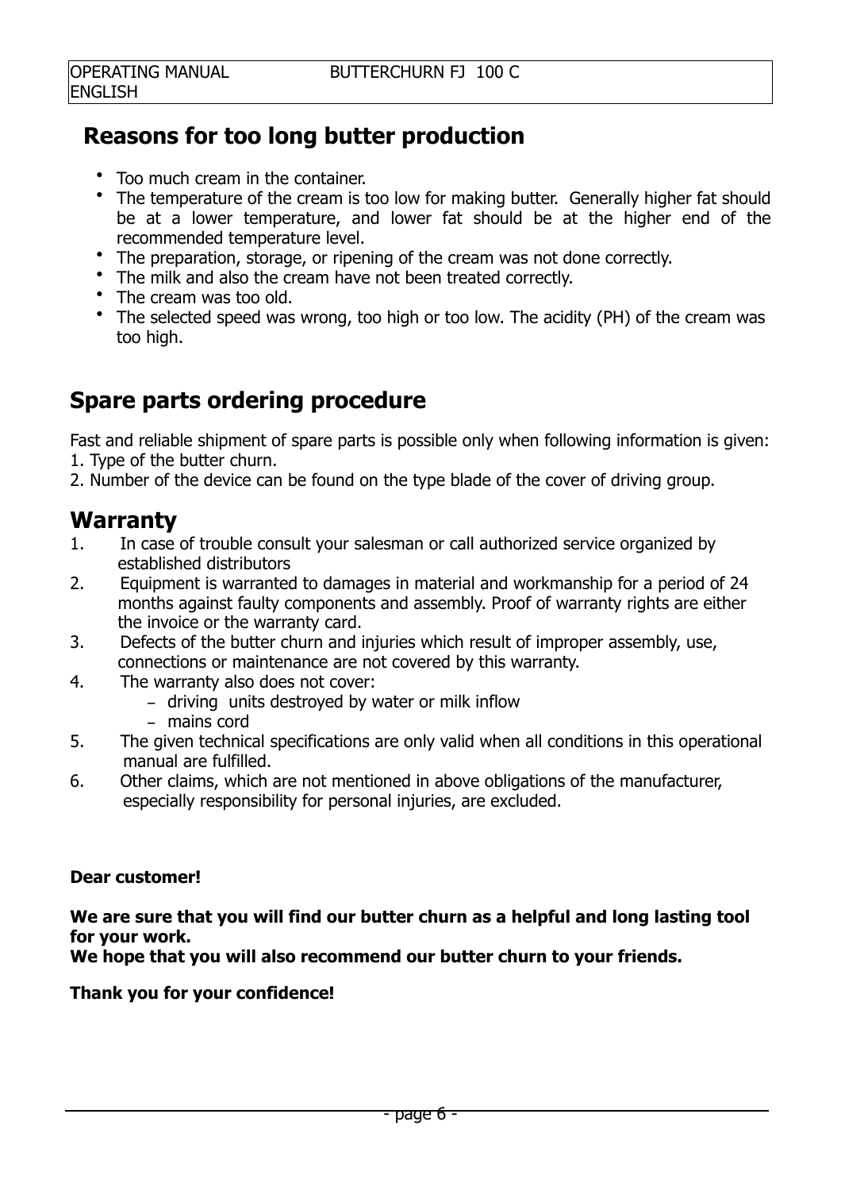## Reasons for too long butter production

- Too much cream in the container.
- The temperature of the cream is too low for making butter. Generally higher fat should be at a lower temperature, and lower fat should be at the higher end of the recommended temperature level.
- The preparation, storage, or ripening of the cream was not done correctly.
- The milk and also the cream have not been treated correctly.
- The cream was too old.
- The selected speed was wrong, too high or too low. The acidity (PH) of the cream was too high.

## Spare parts ordering procedure

Fast and reliable shipment of spare parts is possible only when following information is given:
1. Type of the butter churn.
2. Number of the device can be found on the type blade of the cover of driving group.

## Warranty

1. In case of trouble consult your salesman or call authorized service organized by established distributors
2. Equipment is warranted to damages in material and workmanship for a period of 24 months against faulty components and assembly. Proof of warranty rights are either the invoice or the warranty card.
3. Defects of the butter churn and injuries which result of improper assembly, use, connections or maintenance are not covered by this warranty.
4. The warranty also does not cover:
   - driving units destroyed by water or milk inflow
   - mains cord
5. The given technical specifications are only valid when all conditions in this operational manual are fulfilled.
6. Other claims, which are not mentioned in above obligations of the manufacturer, especially responsibility for personal injuries, are excluded.

**Dear customer!**

**We are sure that you will find our butter churn as a helpful and long lasting tool for your work.**
**We hope that you will also recommend our butter churn to your friends.**

**Thank you for your confidence!**